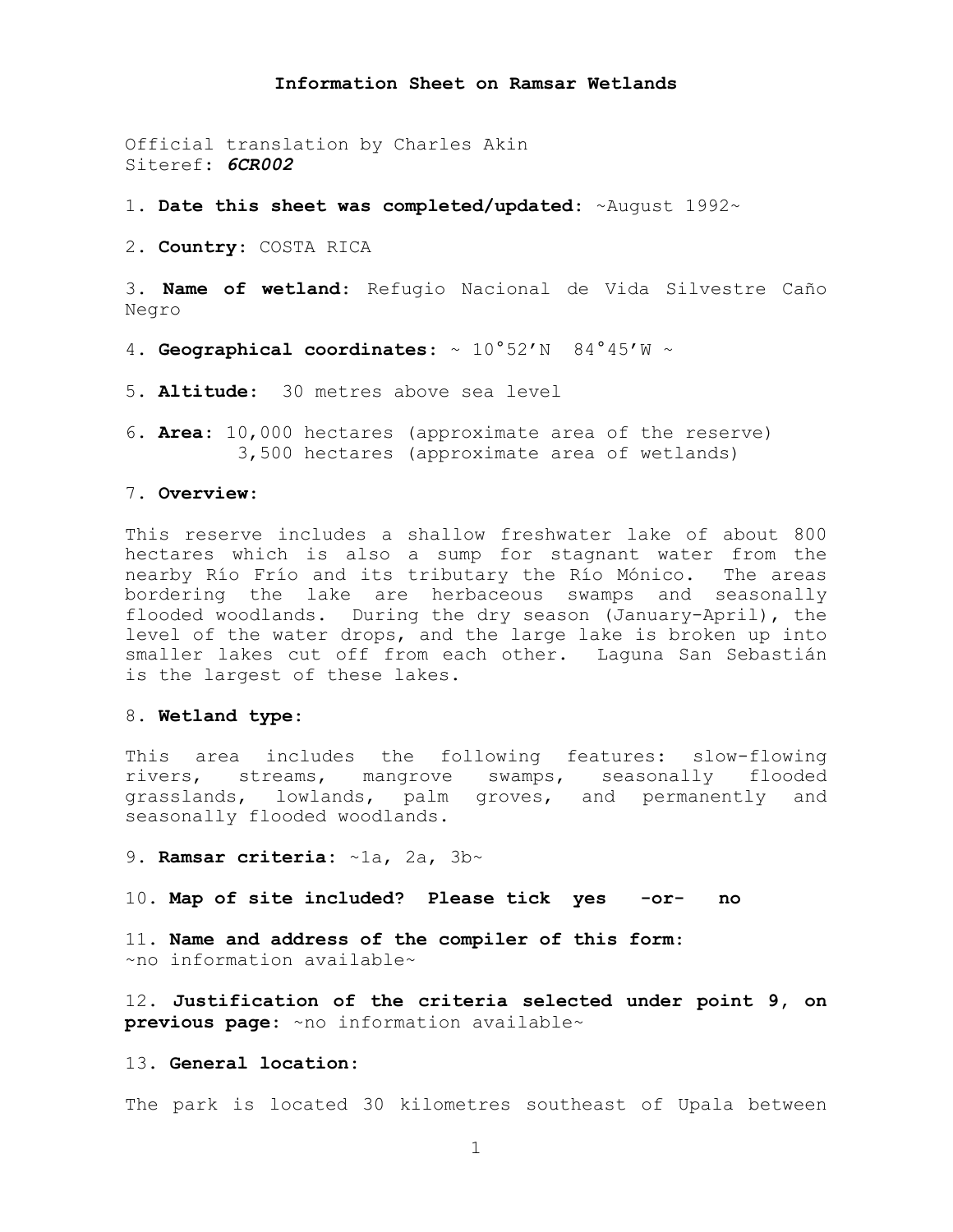**Information Sheet on Ramsar Wetlands**

Official translation by Charles Akin
Siteref: ***6CR002***

1. **Date this sheet was completed/updated:** ~August 1992~

2. **Country:** COSTA RICA

3. **Name of wetland:** Refugio Nacional de Vida Silvestre Caño Negro

4. **Geographical coordinates:** ~ 10°52'N 84°45'W ~

5. **Altitude:** 30 metres above sea level

6. **Area:** 10,000 hectares (approximate area of the reserve)
3,500 hectares (approximate area of wetlands)

7. **Overview:**

This reserve includes a shallow freshwater lake of about 800 hectares which is also a sump for stagnant water from the nearby Río Frío and its tributary the Río Mónico. The areas bordering the lake are herbaceous swamps and seasonally flooded woodlands. During the dry season (January-April), the level of the water drops, and the large lake is broken up into smaller lakes cut off from each other. Laguna San Sebastián is the largest of these lakes.

8. **Wetland type:**

This area includes the following features: slow-flowing rivers, streams, mangrove swamps, seasonally flooded grasslands, lowlands, palm groves, and permanently and seasonally flooded woodlands.

9. **Ramsar criteria:** ~1a, 2a, 3b~

10. **Map of site included? Please tick yes -or- no**

11. **Name and address of the compiler of this form:**
~no information available~

12. **Justification of the criteria selected under point 9, on previous page:** ~no information available~

13. **General location:**

The park is located 30 kilometres southeast of Upala between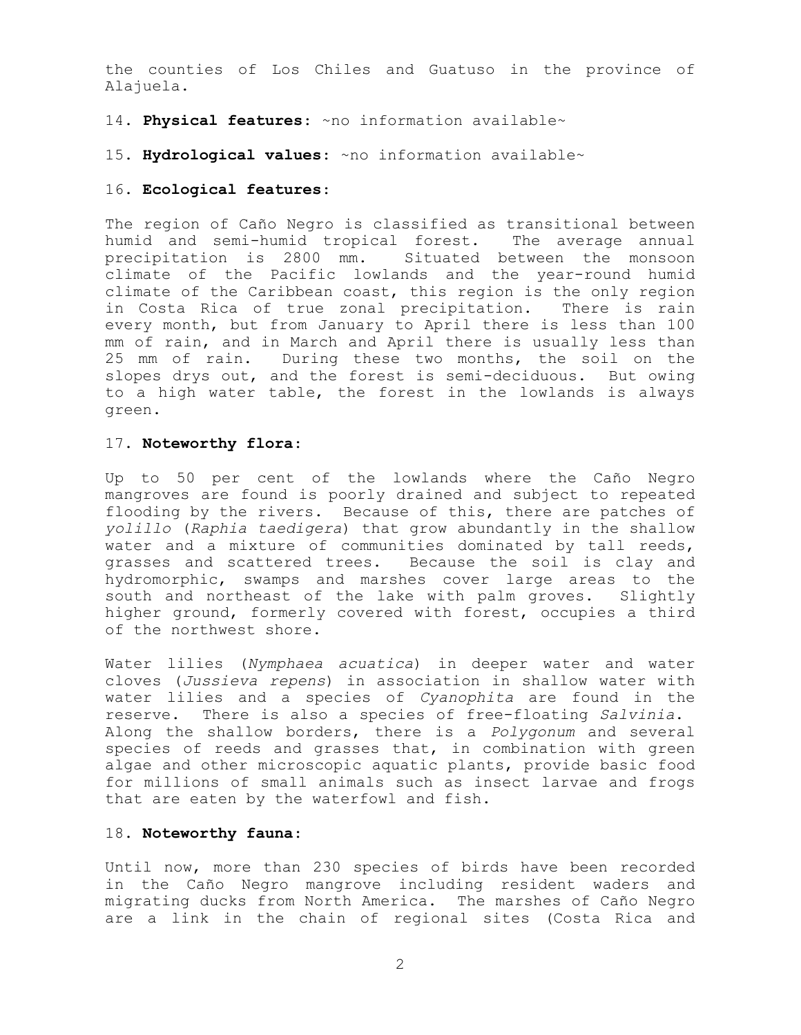the counties of Los Chiles and Guatuso in the province of Alajuela.

14. **Physical features**: ~no information available~

15. **Hydrological values**: ~no information available~

16. **Ecological features**:

The region of Caño Negro is classified as transitional between humid and semi-humid tropical forest. The average annual precipitation is 2800 mm. Situated between the monsoon climate of the Pacific lowlands and the year-round humid climate of the Caribbean coast, this region is the only region in Costa Rica of true zonal precipitation. There is rain every month, but from January to April there is less than 100 mm of rain, and in March and April there is usually less than 25 mm of rain. During these two months, the soil on the slopes drys out, and the forest is semi-deciduous. But owing to a high water table, the forest in the lowlands is always green.

17. **Noteworthy flora**:

Up to 50 per cent of the lowlands where the Caño Negro mangroves are found is poorly drained and subject to repeated flooding by the rivers. Because of this, there are patches of *yolillo* (*Raphia taedigera*) that grow abundantly in the shallow water and a mixture of communities dominated by tall reeds, grasses and scattered trees. Because the soil is clay and hydromorphic, swamps and marshes cover large areas to the south and northeast of the lake with palm groves. Slightly higher ground, formerly covered with forest, occupies a third of the northwest shore.

Water lilies (*Nymphaea acuatica*) in deeper water and water cloves (*Jussieva repens*) in association in shallow water with water lilies and a species of *Cyanophita* are found in the reserve. There is also a species of free-floating *Salvinia*. Along the shallow borders, there is a *Polygonum* and several species of reeds and grasses that, in combination with green algae and other microscopic aquatic plants, provide basic food for millions of small animals such as insect larvae and frogs that are eaten by the waterfowl and fish.

18. **Noteworthy fauna**:

Until now, more than 230 species of birds have been recorded in the Caño Negro mangrove including resident waders and migrating ducks from North America. The marshes of Caño Negro are a link in the chain of regional sites (Costa Rica and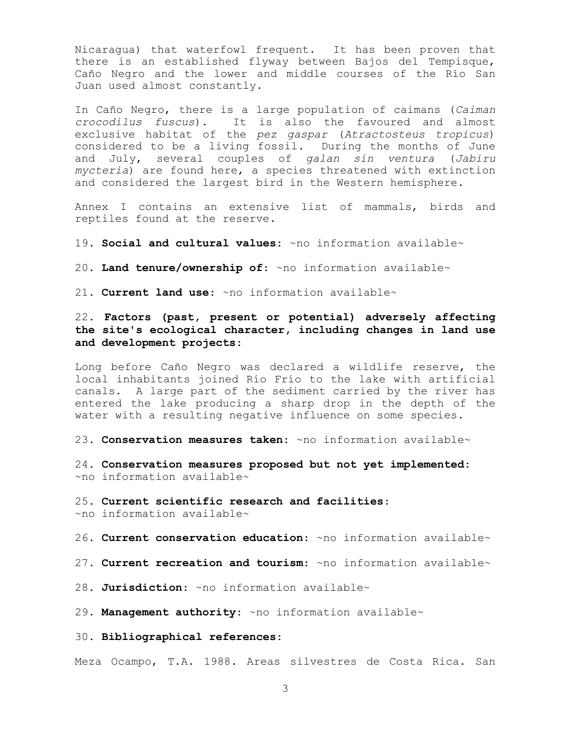Nicaragua) that waterfowl frequent. It has been proven that there is an established flyway between Bajos del Tempisque, Caño Negro and the lower and middle courses of the Río San Juan used almost constantly.

In Caño Negro, there is a large population of caimans (*Caiman crocodilus fuscus*). It is also the favoured and almost exclusive habitat of the *pez gaspar* (*Atractosteus tropicus*) considered to be a living fossil. During the months of June and July, several couples of *galan sin ventura* (*Jabiru mycteria*) are found here, a species threatened with extinction and considered the largest bird in the Western hemisphere.

Annex I contains an extensive list of mammals, birds and reptiles found at the reserve.

19. **Social and cultural values:** ~no information available~

20. **Land tenure/ownership of:** ~no information available~

21. **Current land use:** ~no information available~

22. **Factors (past, present or potential) adversely affecting the site's ecological character, including changes in land use and development projects:**

Long before Caño Negro was declared a wildlife reserve, the local inhabitants joined Río Frío to the lake with artificial canals. A large part of the sediment carried by the river has entered the lake producing a sharp drop in the depth of the water with a resulting negative influence on some species.

23. **Conservation measures taken:** ~no information available~

24. **Conservation measures proposed but not yet implemented:** ~no information available~

25. **Current scientific research and facilities:** ~no information available~

26. **Current conservation education:** ~no information available~

27. **Current recreation and tourism:** ~no information available~

28. **Jurisdiction:** ~no information available~

29. **Management authority:** ~no information available~

30. **Bibliographical references:**

Meza Ocampo, T.A. 1988. Areas silvestres de Costa Rica. San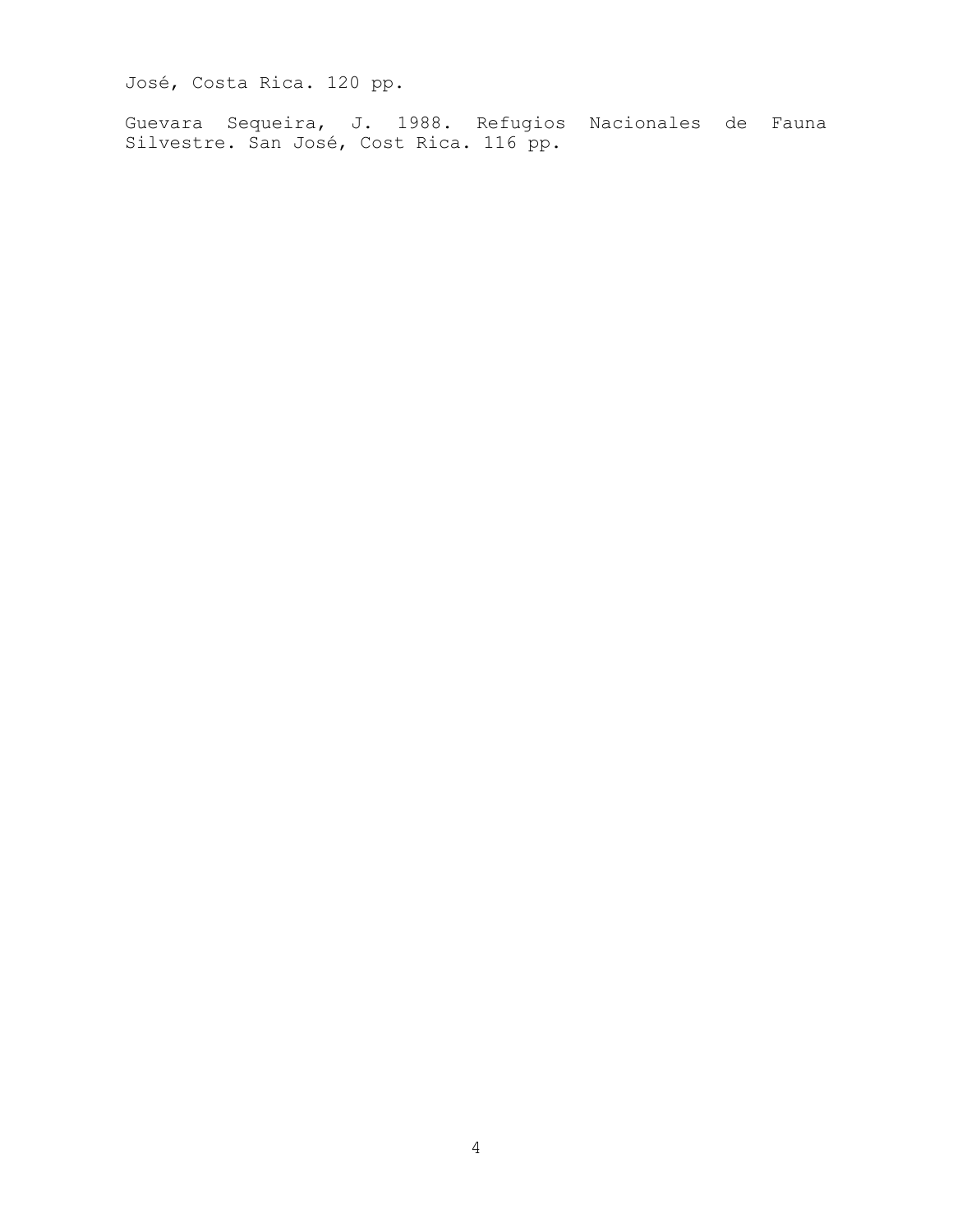José, Costa Rica. 120 pp.

Guevara Sequeira, J. 1988. Refugios Nacionales de Fauna Silvestre. San José, Cost Rica. 116 pp.